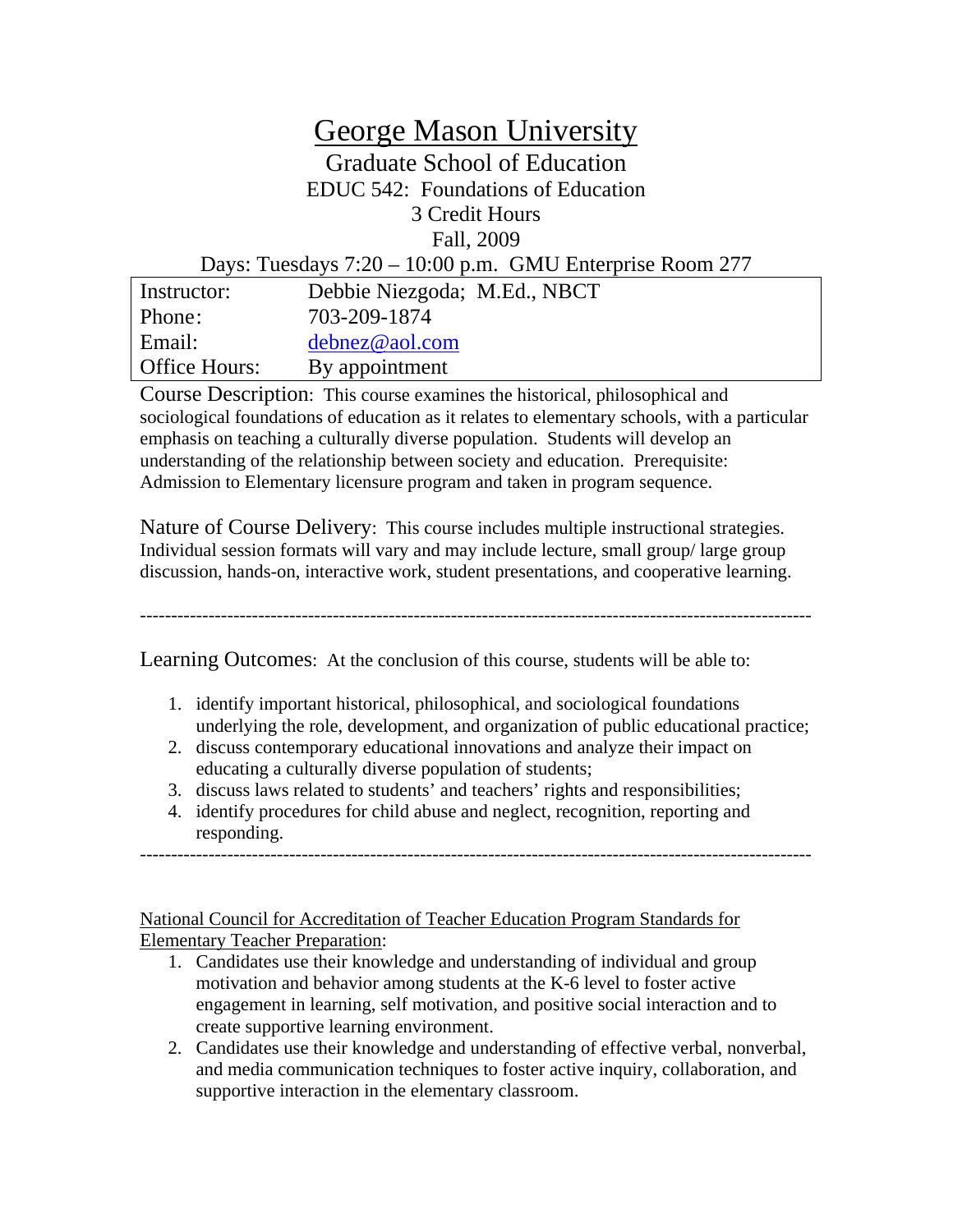# George Mason University

## Graduate School of Education

EDUC 542: Foundations of Education

3 Credit Hours

Fall, 2009

Days: Tuesdays 7:20 – 10:00 p.m. GMU Enterprise Room 277

| | |
|---|---|
| Instructor: | Debbie Niezgoda; M.Ed., NBCT |
| Phone: | 703-209-1874 |
| Email: | debnez@aol.com |
| Office Hours: | By appointment |

Course Description: This course examines the historical, philosophical and sociological foundations of education as it relates to elementary schools, with a particular emphasis on teaching a culturally diverse population. Students will develop an understanding of the relationship between society and education. Prerequisite: Admission to Elementary licensure program and taken in program sequence.

Nature of Course Delivery: This course includes multiple instructional strategies. Individual session formats will vary and may include lecture, small group/ large group discussion, hands-on, interactive work, student presentations, and cooperative learning.

---

Learning Outcomes: At the conclusion of this course, students will be able to:

1. identify important historical, philosophical, and sociological foundations underlying the role, development, and organization of public educational practice;
2. discuss contemporary educational innovations and analyze their impact on educating a culturally diverse population of students;
3. discuss laws related to students' and teachers' rights and responsibilities;
4. identify procedures for child abuse and neglect, recognition, reporting and responding.

---

National Council for Accreditation of Teacher Education Program Standards for Elementary Teacher Preparation:

1. Candidates use their knowledge and understanding of individual and group motivation and behavior among students at the K-6 level to foster active engagement in learning, self motivation, and positive social interaction and to create supportive learning environment.
2. Candidates use their knowledge and understanding of effective verbal, nonverbal, and media communication techniques to foster active inquiry, collaboration, and supportive interaction in the elementary classroom.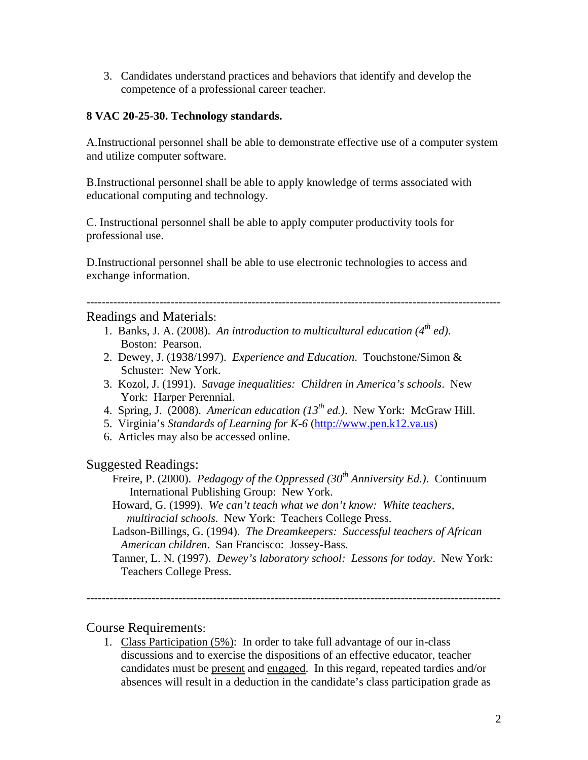3. Candidates understand practices and behaviors that identify and develop the competence of a professional career teacher.

**8 VAC 20-25-30. Technology standards.**

A.Instructional personnel shall be able to demonstrate effective use of a computer system and utilize computer software.

B.Instructional personnel shall be able to apply knowledge of terms associated with educational computing and technology.

C. Instructional personnel shall be able to apply computer productivity tools for professional use.

D.Instructional personnel shall be able to use electronic technologies to access and exchange information.

---

## Readings and Materials:

1. Banks, J. A. (2008). *An introduction to multicultural education (4th ed)*. Boston: Pearson.
2. Dewey, J. (1938/1997). *Experience and Education*. Touchstone/Simon & Schuster: New York.
3. Kozol, J. (1991). *Savage inequalities: Children in America's schools*. New York: Harper Perennial.
4. Spring, J. (2008). *American education (13th ed.)*. New York: McGraw Hill.
5. Virginia's *Standards of Learning for K-6* (http://www.pen.k12.va.us)
6. Articles may also be accessed online.

## Suggested Readings:

Freire, P. (2000). *Pedagogy of the Oppressed (30th Anniversary Ed.)*. Continuum International Publishing Group: New York.

Howard, G. (1999). *We can't teach what we don't know: White teachers, multiracial schools.* New York: Teachers College Press.

Ladson-Billings, G. (1994). *The Dreamkeepers: Successful teachers of African American children*. San Francisco: Jossey-Bass.

Tanner, L. N. (1997). *Dewey's laboratory school: Lessons for today*. New York: Teachers College Press.

---

## Course Requirements:

1. Class Participation (5%): In order to take full advantage of our in-class discussions and to exercise the dispositions of an effective educator, teacher candidates must be present and engaged. In this regard, repeated tardies and/or absences will result in a deduction in the candidate's class participation grade as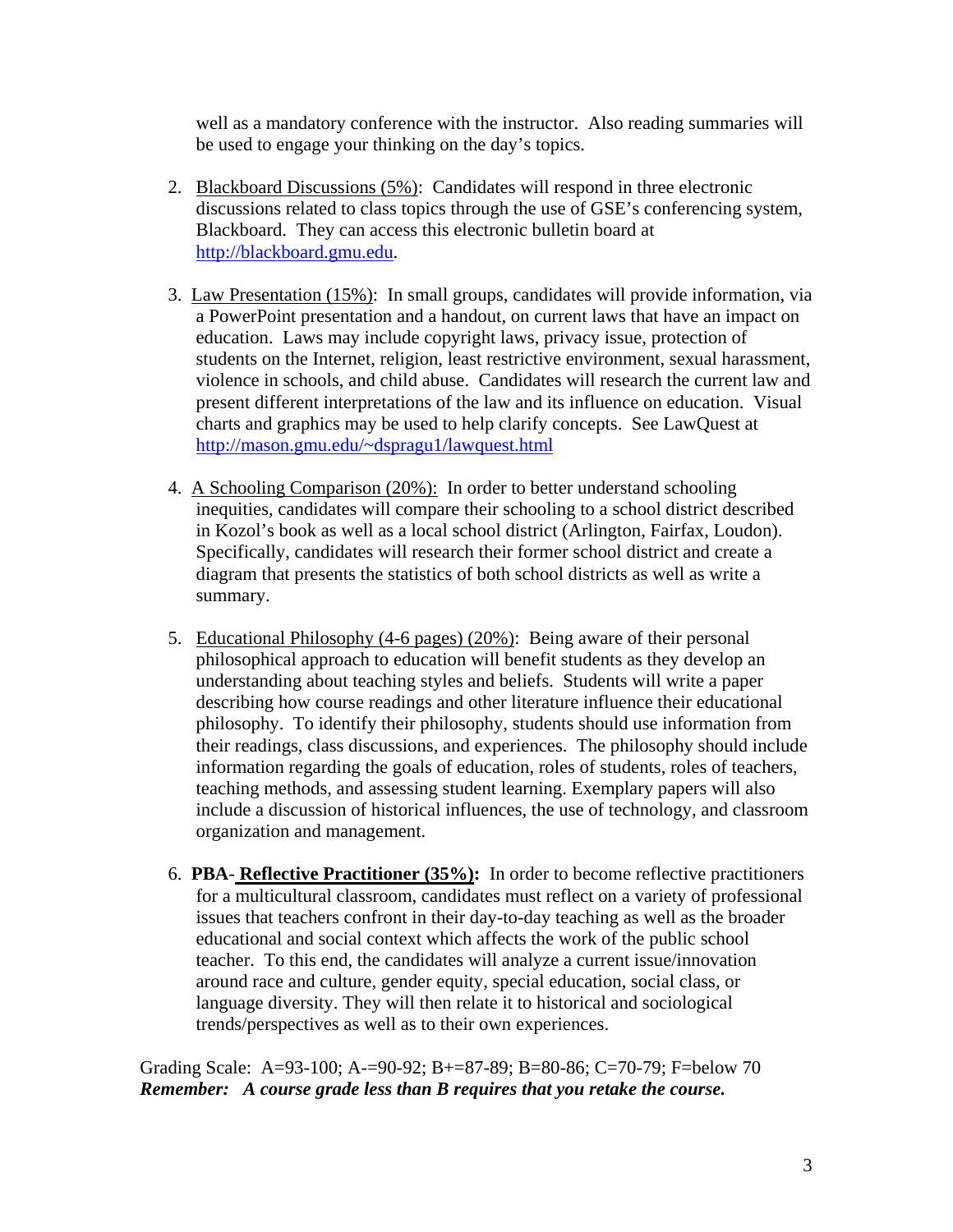well as a mandatory conference with the instructor. Also reading summaries will be used to engage your thinking on the day's topics.

2. Blackboard Discussions (5%): Candidates will respond in three electronic discussions related to class topics through the use of GSE's conferencing system, Blackboard. They can access this electronic bulletin board at http://blackboard.gmu.edu.

3. Law Presentation (15%): In small groups, candidates will provide information, via a PowerPoint presentation and a handout, on current laws that have an impact on education. Laws may include copyright laws, privacy issue, protection of students on the Internet, religion, least restrictive environment, sexual harassment, violence in schools, and child abuse. Candidates will research the current law and present different interpretations of the law and its influence on education. Visual charts and graphics may be used to help clarify concepts. See LawQuest at http://mason.gmu.edu/~dspragu1/lawquest.html

4. A Schooling Comparison (20%): In order to better understand schooling inequities, candidates will compare their schooling to a school district described in Kozol's book as well as a local school district (Arlington, Fairfax, Loudon). Specifically, candidates will research their former school district and create a diagram that presents the statistics of both school districts as well as write a summary.

5. Educational Philosophy (4-6 pages) (20%): Being aware of their personal philosophical approach to education will benefit students as they develop an understanding about teaching styles and beliefs. Students will write a paper describing how course readings and other literature influence their educational philosophy. To identify their philosophy, students should use information from their readings, class discussions, and experiences. The philosophy should include information regarding the goals of education, roles of students, roles of teachers, teaching methods, and assessing student learning. Exemplary papers will also include a discussion of historical influences, the use of technology, and classroom organization and management.

6. **PBA- Reflective Practitioner (35%):** In order to become reflective practitioners for a multicultural classroom, candidates must reflect on a variety of professional issues that teachers confront in their day-to-day teaching as well as the broader educational and social context which affects the work of the public school teacher. To this end, the candidates will analyze a current issue/innovation around race and culture, gender equity, special education, social class, or language diversity. They will then relate it to historical and sociological trends/perspectives as well as to their own experiences.

Grading Scale: A=93-100; A-=90-92; B+=87-89; B=80-86; C=70-79; F=below 70
***Remember: A course grade less than B requires that you retake the course.***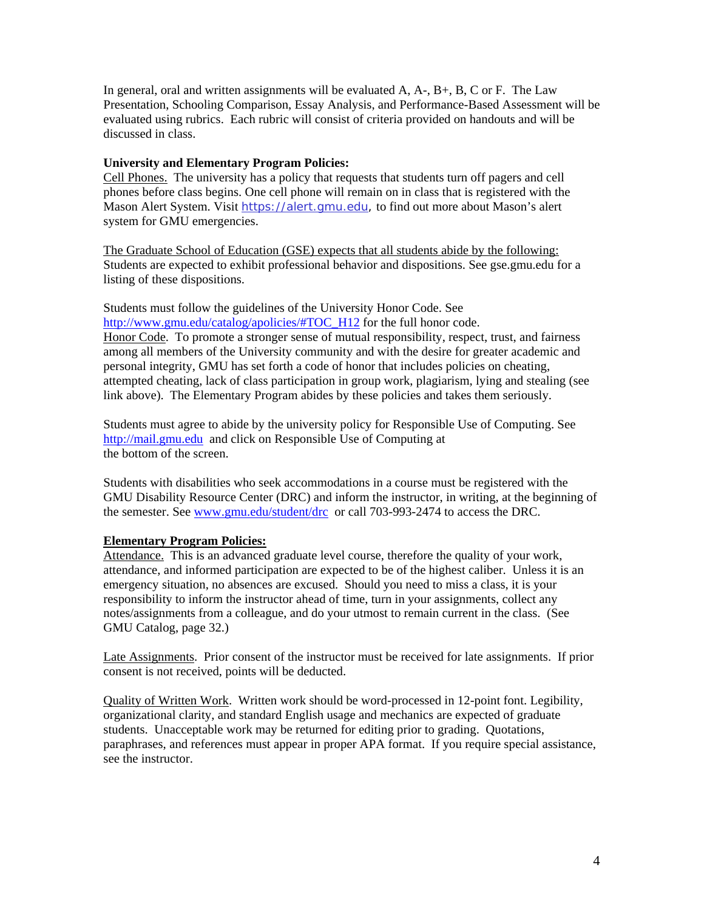In general, oral and written assignments will be evaluated A, A-, B+, B, C or F. The Law Presentation, Schooling Comparison, Essay Analysis, and Performance-Based Assessment will be evaluated using rubrics. Each rubric will consist of criteria provided on handouts and will be discussed in class.

**University and Elementary Program Policies:**

Cell Phones. The university has a policy that requests that students turn off pagers and cell phones before class begins. One cell phone will remain on in class that is registered with the Mason Alert System. Visit https://alert.gmu.edu, to find out more about Mason's alert system for GMU emergencies.

The Graduate School of Education (GSE) expects that all students abide by the following: Students are expected to exhibit professional behavior and dispositions. See gse.gmu.edu for a listing of these dispositions.

Students must follow the guidelines of the University Honor Code. See http://www.gmu.edu/catalog/apolicies/#TOC_H12 for the full honor code.
Honor Code. To promote a stronger sense of mutual responsibility, respect, trust, and fairness among all members of the University community and with the desire for greater academic and personal integrity, GMU has set forth a code of honor that includes policies on cheating, attempted cheating, lack of class participation in group work, plagiarism, lying and stealing (see link above). The Elementary Program abides by these policies and takes them seriously.

Students must agree to abide by the university policy for Responsible Use of Computing. See http://mail.gmu.edu and click on Responsible Use of Computing at the bottom of the screen.

Students with disabilities who seek accommodations in a course must be registered with the GMU Disability Resource Center (DRC) and inform the instructor, in writing, at the beginning of the semester. See www.gmu.edu/student/drc or call 703-993-2474 to access the DRC.

**Elementary Program Policies:**

Attendance. This is an advanced graduate level course, therefore the quality of your work, attendance, and informed participation are expected to be of the highest caliber. Unless it is an emergency situation, no absences are excused. Should you need to miss a class, it is your responsibility to inform the instructor ahead of time, turn in your assignments, collect any notes/assignments from a colleague, and do your utmost to remain current in the class. (See GMU Catalog, page 32.)

Late Assignments. Prior consent of the instructor must be received for late assignments. If prior consent is not received, points will be deducted.

Quality of Written Work. Written work should be word-processed in 12-point font. Legibility, organizational clarity, and standard English usage and mechanics are expected of graduate students. Unacceptable work may be returned for editing prior to grading. Quotations, paraphrases, and references must appear in proper APA format. If you require special assistance, see the instructor.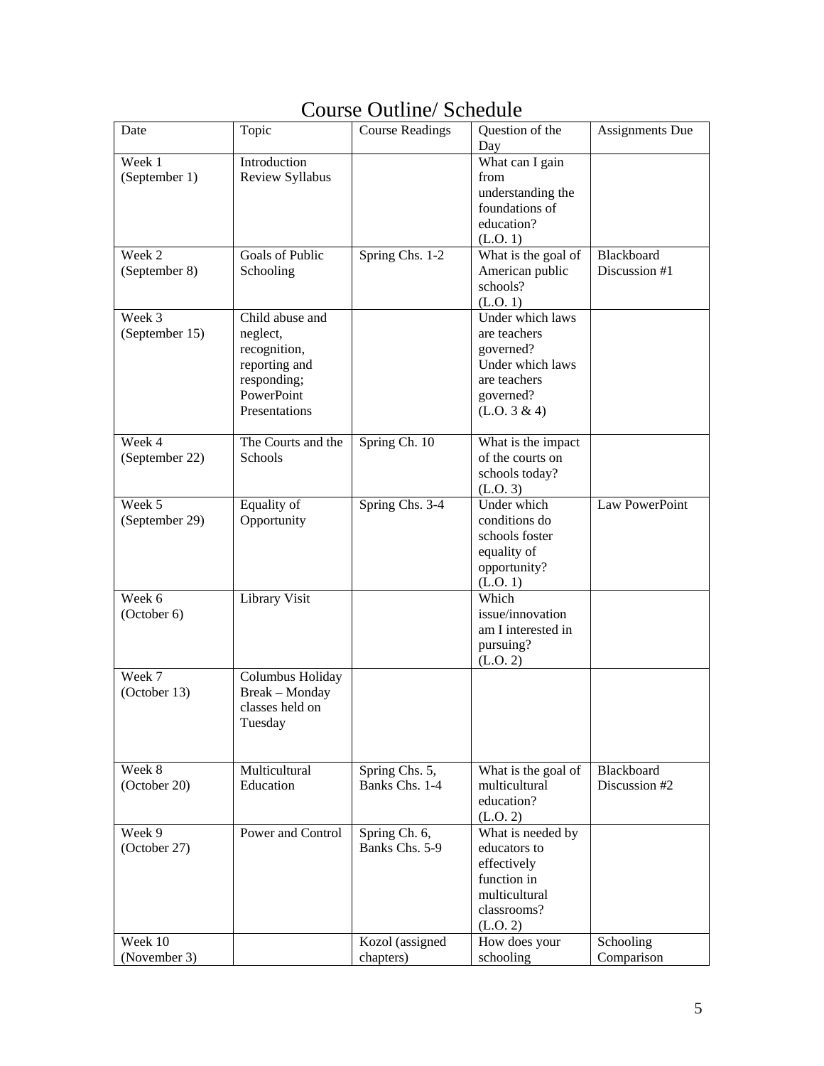# Course Outline/ Schedule

| Date | Topic | Course Readings | Question of the Day | Assignments Due |
|---|---|---|---|---|
| Week 1 (September 1) | Introduction Review Syllabus | | What can I gain from understanding the foundations of education? (L.O. 1) | |
| Week 2 (September 8) | Goals of Public Schooling | Spring Chs. 1-2 | What is the goal of American public schools? (L.O. 1) | Blackboard Discussion #1 |
| Week 3 (September 15) | Child abuse and neglect, recognition, reporting and responding; PowerPoint Presentations | | Under which laws are teachers governed? Under which laws are teachers governed? (L.O. 3 & 4) | |
| Week 4 (September 22) | The Courts and the Schools | Spring Ch. 10 | What is the impact of the courts on schools today? (L.O. 3) | |
| Week 5 (September 29) | Equality of Opportunity | Spring Chs. 3-4 | Under which conditions do schools foster equality of opportunity? (L.O. 1) | Law PowerPoint |
| Week 6 (October 6) | Library Visit | | Which issue/innovation am I interested in pursuing? (L.O. 2) | |
| Week 7 (October 13) | Columbus Holiday Break – Monday classes held on Tuesday | | | |
| Week 8 (October 20) | Multicultural Education | Spring Chs. 5, Banks Chs. 1-4 | What is the goal of multicultural education? (L.O. 2) | Blackboard Discussion #2 |
| Week 9 (October 27) | Power and Control | Spring Ch. 6, Banks Chs. 5-9 | What is needed by educators to effectively function in multicultural classrooms? (L.O. 2) | |
| Week 10 (November 3) | | Kozol (assigned chapters) | How does your schooling | Schooling Comparison |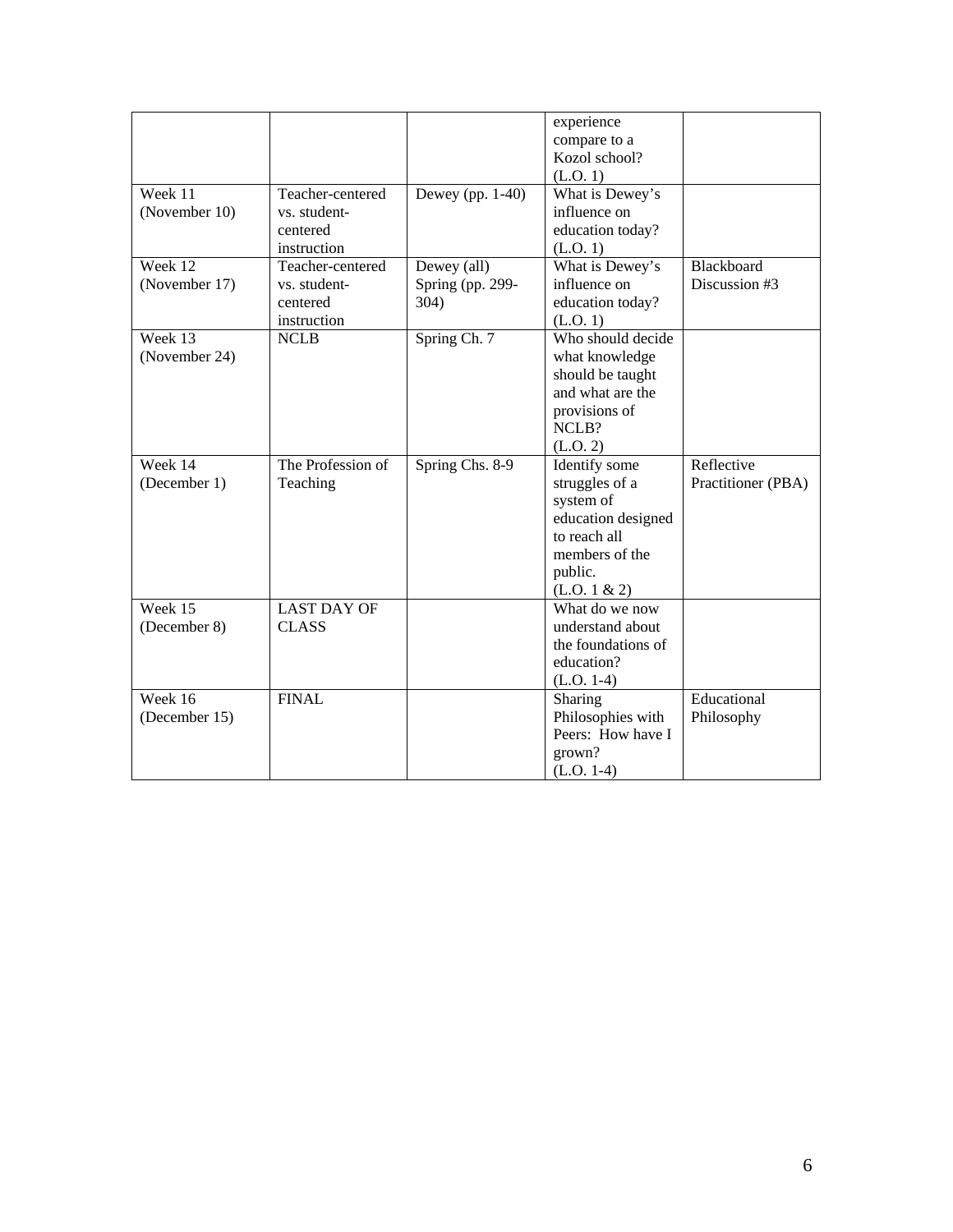| | | | | |
|---|---|---|---|---|
| | | | experience compare to a Kozol school? (L.O. 1) | |
| Week 11 (November 10) | Teacher-centered vs. student-centered instruction | Dewey (pp. 1-40) | What is Dewey's influence on education today? (L.O. 1) | |
| Week 12 (November 17) | Teacher-centered vs. student-centered instruction | Dewey (all) Spring (pp. 299-304) | What is Dewey's influence on education today? (L.O. 1) | Blackboard Discussion #3 |
| Week 13 (November 24) | NCLB | Spring Ch. 7 | Who should decide what knowledge should be taught and what are the provisions of NCLB? (L.O. 2) | |
| Week 14 (December 1) | The Profession of Teaching | Spring Chs. 8-9 | Identify some struggles of a system of education designed to reach all members of the public. (L.O. 1 & 2) | Reflective Practitioner (PBA) |
| Week 15 (December 8) | LAST DAY OF CLASS | | What do we now understand about the foundations of education? (L.O. 1-4) | |
| Week 16 (December 15) | FINAL | | Sharing Philosophies with Peers: How have I grown? (L.O. 1-4) | Educational Philosophy |